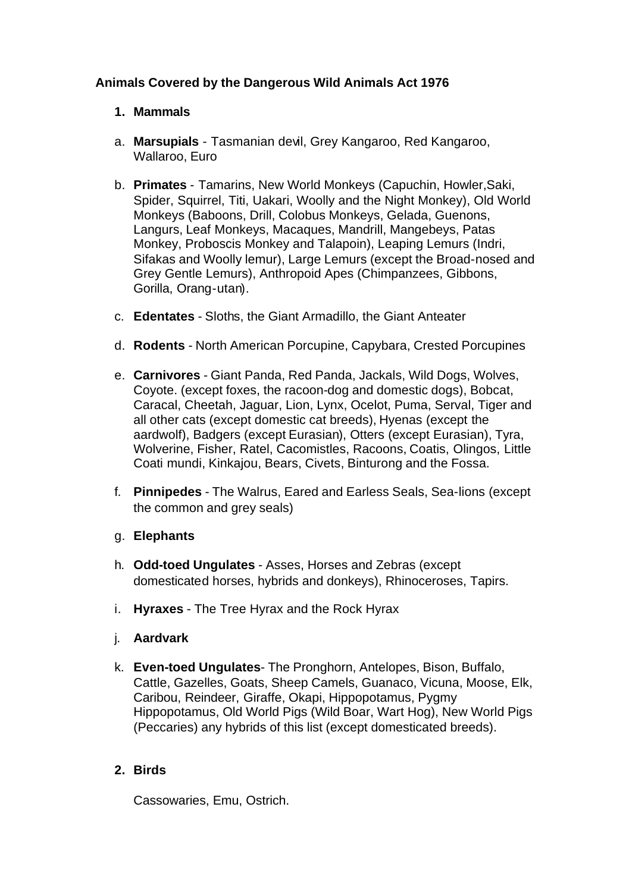# Animals Covered by the Dangerous Wild Animals Act 1976

1. **Mammals**

a. **Marsupials** - Tasmanian devil, Grey Kangaroo, Red Kangaroo, Wallaroo, Euro

b. **Primates** - Tamarins, New World Monkeys (Capuchin, Howler,Saki, Spider, Squirrel, Titi, Uakari, Woolly and the Night Monkey), Old World Monkeys (Baboons, Drill, Colobus Monkeys, Gelada, Guenons, Langurs, Leaf Monkeys, Macaques, Mandrill, Mangebeys, Patas Monkey, Proboscis Monkey and Talapoin), Leaping Lemurs (Indri, Sifakas and Woolly lemur), Large Lemurs (except the Broad-nosed and Grey Gentle Lemurs), Anthropoid Apes (Chimpanzees, Gibbons, Gorilla, Orang-utan).

c. **Edentates** - Sloths, the Giant Armadillo, the Giant Anteater

d. **Rodents** - North American Porcupine, Capybara, Crested Porcupines

e. **Carnivores** - Giant Panda, Red Panda, Jackals, Wild Dogs, Wolves, Coyote. (except foxes, the racoon-dog and domestic dogs), Bobcat, Caracal, Cheetah, Jaguar, Lion, Lynx, Ocelot, Puma, Serval, Tiger and all other cats (except domestic cat breeds), Hyenas (except the aardwolf), Badgers (except Eurasian), Otters (except Eurasian), Tyra, Wolverine, Fisher, Ratel, Cacomistles, Racoons, Coatis, Olingos, Little Coati mundi, Kinkajou, Bears, Civets, Binturong and the Fossa.

f. **Pinnipedes** - The Walrus, Eared and Earless Seals, Sea-lions (except the common and grey seals)

g. **Elephants**

h. **Odd-toed Ungulates** - Asses, Horses and Zebras (except domesticated horses, hybrids and donkeys), Rhinoceroses, Tapirs.

i. **Hyraxes** - The Tree Hyrax and the Rock Hyrax

j. **Aardvark**

k. **Even-toed Ungulates**- The Pronghorn, Antelopes, Bison, Buffalo, Cattle, Gazelles, Goats, Sheep Camels, Guanaco, Vicuna, Moose, Elk, Caribou, Reindeer, Giraffe, Okapi, Hippopotamus, Pygmy Hippopotamus, Old World Pigs (Wild Boar, Wart Hog), New World Pigs (Peccaries) any hybrids of this list (except domesticated breeds).

2. **Birds**

Cassowaries, Emu, Ostrich.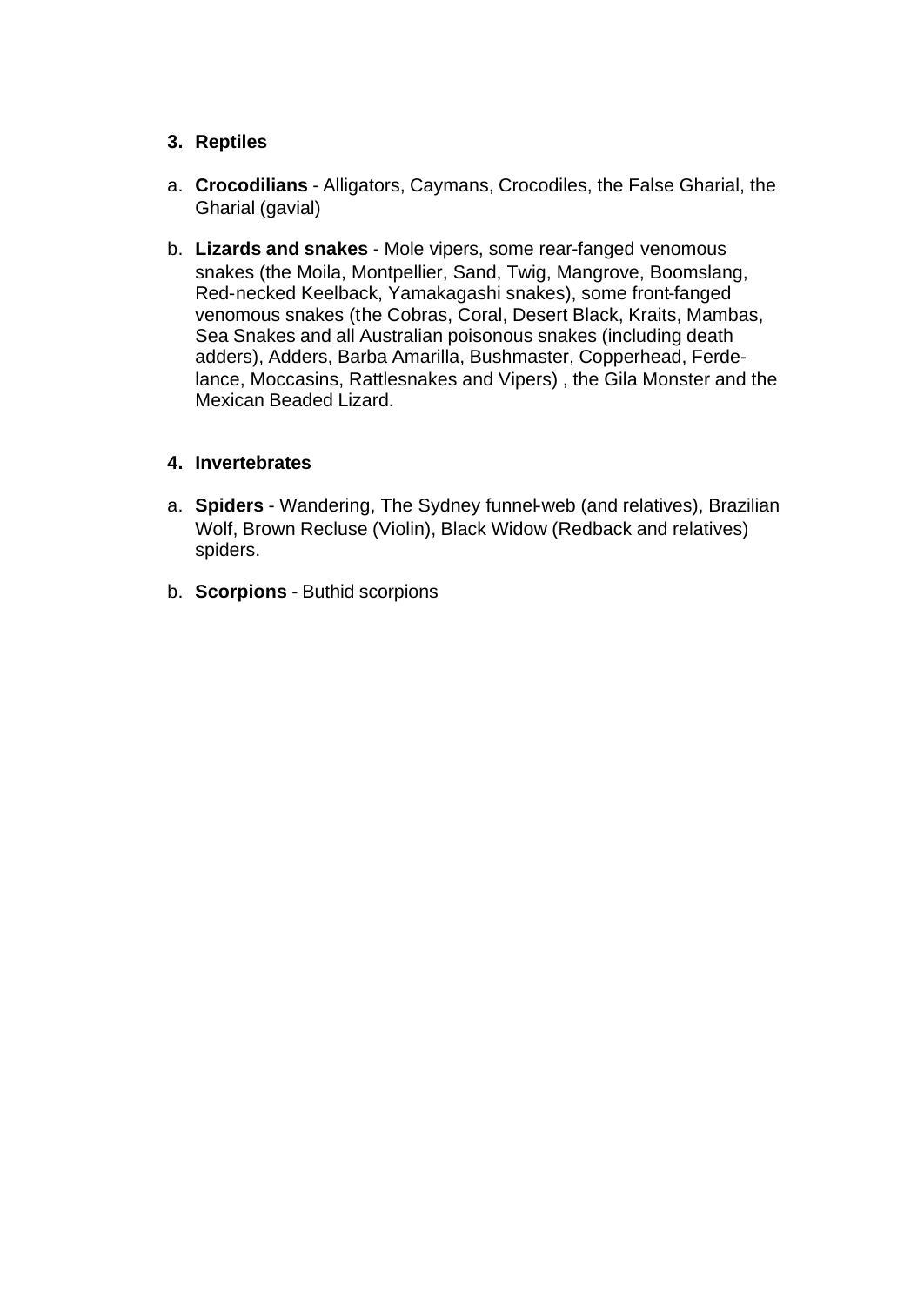### 3. Reptiles

a. **Crocodilians** - Alligators, Caymans, Crocodiles, the False Gharial, the Gharial (gavial)

b. **Lizards and snakes** - Mole vipers, some rear-fanged venomous snakes (the Moila, Montpellier, Sand, Twig, Mangrove, Boomslang, Red-necked Keelback, Yamakagashi snakes), some front-fanged venomous snakes (the Cobras, Coral, Desert Black, Kraits, Mambas, Sea Snakes and all Australian poisonous snakes (including death adders), Adders, Barba Amarilla, Bushmaster, Copperhead, Ferde-lance, Moccasins, Rattlesnakes and Vipers) , the Gila Monster and the Mexican Beaded Lizard.

### 4. Invertebrates

a. **Spiders** - Wandering, The Sydney funnel-web (and relatives), Brazilian Wolf, Brown Recluse (Violin), Black Widow (Redback and relatives) spiders.

b. **Scorpions** - Buthid scorpions